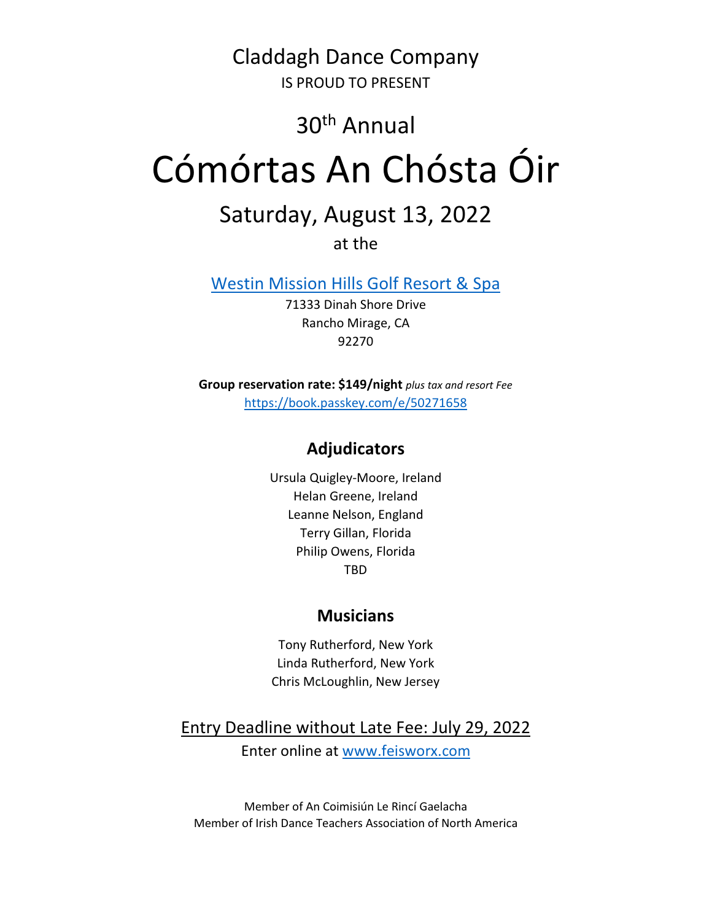Claddagh Dance Company

IS PROUD TO PRESENT

30th Annual

# Cómórtas An Chósta Óir

## Saturday, August 13, 2022

at the

[Westin Mission Hills Golf Resort & Spa](#)

71333 Dinah Shore Drive
Rancho Mirage, CA
92270

**Group reservation rate: $149/night** *plus tax and resort Fee*

https://book.passkey.com/e/50271658

### Adjudicators

Ursula Quigley-Moore, Ireland
Helan Greene, Ireland
Leanne Nelson, England
Terry Gillan, Florida
Philip Owens, Florida
TBD

### Musicians

Tony Rutherford, New York
Linda Rutherford, New York
Chris McLoughlin, New Jersey

Entry Deadline without Late Fee: July 29, 2022

Enter online at www.feisworx.com

Member of An Coimisiún Le Rincí Gaelacha
Member of Irish Dance Teachers Association of North America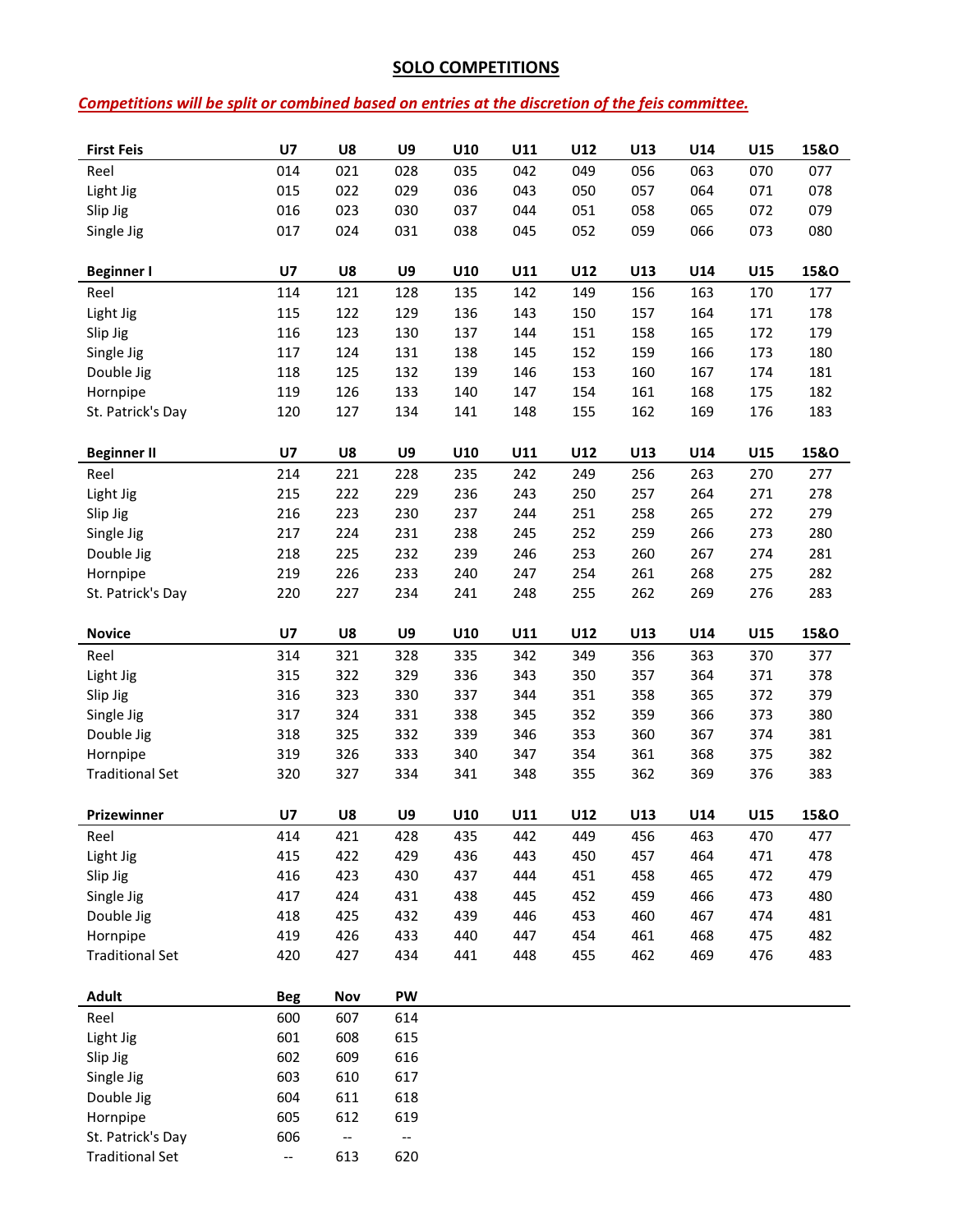# SOLO COMPETITIONS

***Competitions will be split or combined based on entries at the discretion of the feis committee.***

| First Feis | U7 | U8 | U9 | U10 | U11 | U12 | U13 | U14 | U15 | 15&O |
|---|---|---|---|---|---|---|---|---|---|---|
| Reel | 014 | 021 | 028 | 035 | 042 | 049 | 056 | 063 | 070 | 077 |
| Light Jig | 015 | 022 | 029 | 036 | 043 | 050 | 057 | 064 | 071 | 078 |
| Slip Jig | 016 | 023 | 030 | 037 | 044 | 051 | 058 | 065 | 072 | 079 |
| Single Jig | 017 | 024 | 031 | 038 | 045 | 052 | 059 | 066 | 073 | 080 |

| Beginner I | U7 | U8 | U9 | U10 | U11 | U12 | U13 | U14 | U15 | 15&O |
|---|---|---|---|---|---|---|---|---|---|---|
| Reel | 114 | 121 | 128 | 135 | 142 | 149 | 156 | 163 | 170 | 177 |
| Light Jig | 115 | 122 | 129 | 136 | 143 | 150 | 157 | 164 | 171 | 178 |
| Slip Jig | 116 | 123 | 130 | 137 | 144 | 151 | 158 | 165 | 172 | 179 |
| Single Jig | 117 | 124 | 131 | 138 | 145 | 152 | 159 | 166 | 173 | 180 |
| Double Jig | 118 | 125 | 132 | 139 | 146 | 153 | 160 | 167 | 174 | 181 |
| Hornpipe | 119 | 126 | 133 | 140 | 147 | 154 | 161 | 168 | 175 | 182 |
| St. Patrick's Day | 120 | 127 | 134 | 141 | 148 | 155 | 162 | 169 | 176 | 183 |

| Beginner II | U7 | U8 | U9 | U10 | U11 | U12 | U13 | U14 | U15 | 15&O |
|---|---|---|---|---|---|---|---|---|---|---|
| Reel | 214 | 221 | 228 | 235 | 242 | 249 | 256 | 263 | 270 | 277 |
| Light Jig | 215 | 222 | 229 | 236 | 243 | 250 | 257 | 264 | 271 | 278 |
| Slip Jig | 216 | 223 | 230 | 237 | 244 | 251 | 258 | 265 | 272 | 279 |
| Single Jig | 217 | 224 | 231 | 238 | 245 | 252 | 259 | 266 | 273 | 280 |
| Double Jig | 218 | 225 | 232 | 239 | 246 | 253 | 260 | 267 | 274 | 281 |
| Hornpipe | 219 | 226 | 233 | 240 | 247 | 254 | 261 | 268 | 275 | 282 |
| St. Patrick's Day | 220 | 227 | 234 | 241 | 248 | 255 | 262 | 269 | 276 | 283 |

| Novice | U7 | U8 | U9 | U10 | U11 | U12 | U13 | U14 | U15 | 15&O |
|---|---|---|---|---|---|---|---|---|---|---|
| Reel | 314 | 321 | 328 | 335 | 342 | 349 | 356 | 363 | 370 | 377 |
| Light Jig | 315 | 322 | 329 | 336 | 343 | 350 | 357 | 364 | 371 | 378 |
| Slip Jig | 316 | 323 | 330 | 337 | 344 | 351 | 358 | 365 | 372 | 379 |
| Single Jig | 317 | 324 | 331 | 338 | 345 | 352 | 359 | 366 | 373 | 380 |
| Double Jig | 318 | 325 | 332 | 339 | 346 | 353 | 360 | 367 | 374 | 381 |
| Hornpipe | 319 | 326 | 333 | 340 | 347 | 354 | 361 | 368 | 375 | 382 |
| Traditional Set | 320 | 327 | 334 | 341 | 348 | 355 | 362 | 369 | 376 | 383 |

| Prizewinner | U7 | U8 | U9 | U10 | U11 | U12 | U13 | U14 | U15 | 15&O |
|---|---|---|---|---|---|---|---|---|---|---|
| Reel | 414 | 421 | 428 | 435 | 442 | 449 | 456 | 463 | 470 | 477 |
| Light Jig | 415 | 422 | 429 | 436 | 443 | 450 | 457 | 464 | 471 | 478 |
| Slip Jig | 416 | 423 | 430 | 437 | 444 | 451 | 458 | 465 | 472 | 479 |
| Single Jig | 417 | 424 | 431 | 438 | 445 | 452 | 459 | 466 | 473 | 480 |
| Double Jig | 418 | 425 | 432 | 439 | 446 | 453 | 460 | 467 | 474 | 481 |
| Hornpipe | 419 | 426 | 433 | 440 | 447 | 454 | 461 | 468 | 475 | 482 |
| Traditional Set | 420 | 427 | 434 | 441 | 448 | 455 | 462 | 469 | 476 | 483 |

| Adult | Beg | Nov | PW |
|---|---|---|---|
| Reel | 600 | 607 | 614 |
| Light Jig | 601 | 608 | 615 |
| Slip Jig | 602 | 609 | 616 |
| Single Jig | 603 | 610 | 617 |
| Double Jig | 604 | 611 | 618 |
| Hornpipe | 605 | 612 | 619 |
| St. Patrick's Day | 606 | -- | -- |
| Traditional Set | -- | 613 | 620 |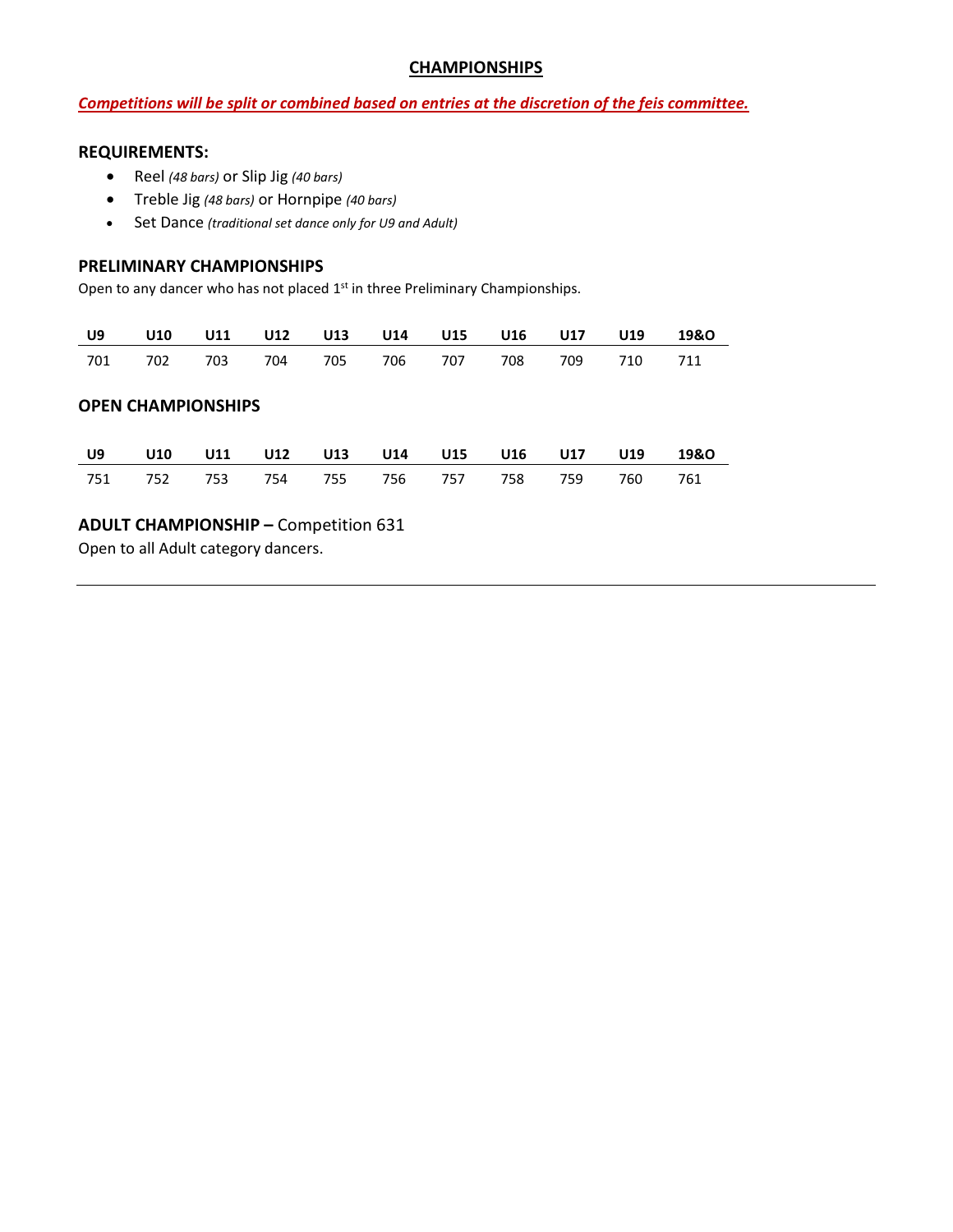## CHAMPIONSHIPS

***Competitions will be split or combined based on entries at the discretion of the feis committee.***

### REQUIREMENTS:

- Reel *(48 bars)* or Slip Jig *(40 bars)*
- Treble Jig *(48 bars)* or Hornpipe *(40 bars)*
- Set Dance *(traditional set dance only for U9 and Adult)*

### PRELIMINARY CHAMPIONSHIPS

Open to any dancer who has not placed 1st in three Preliminary Championships.

| U9 | U10 | U11 | U12 | U13 | U14 | U15 | U16 | U17 | U19 | 19&O |
|---|---|---|---|---|---|---|---|---|---|---|
| 701 | 702 | 703 | 704 | 705 | 706 | 707 | 708 | 709 | 710 | 711 |

### OPEN CHAMPIONSHIPS

| U9 | U10 | U11 | U12 | U13 | U14 | U15 | U16 | U17 | U19 | 19&O |
|---|---|---|---|---|---|---|---|---|---|---|
| 751 | 752 | 753 | 754 | 755 | 756 | 757 | 758 | 759 | 760 | 761 |

### ADULT CHAMPIONSHIP – Competition 631

Open to all Adult category dancers.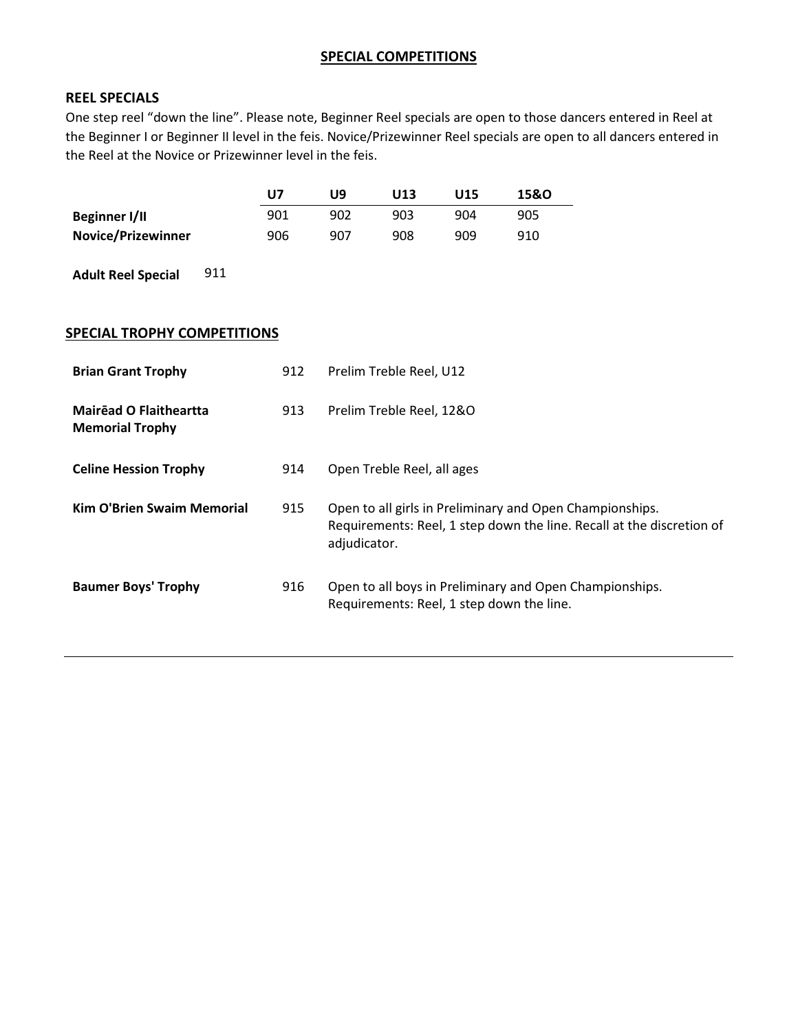## SPECIAL COMPETITIONS

### REEL SPECIALS

One step reel "down the line". Please note, Beginner Reel specials are open to those dancers entered in Reel at the Beginner I or Beginner II level in the feis. Novice/Prizewinner Reel specials are open to all dancers entered in the Reel at the Novice or Prizewinner level in the feis.

| | U7 | U9 | U13 | U15 | 15&O |
|---|---|---|---|---|---|
| **Beginner I/II** | 901 | 902 | 903 | 904 | 905 |
| **Novice/Prizewinner** | 906 | 907 | 908 | 909 | 910 |

**Adult Reel Special** 911

## SPECIAL TROPHY COMPETITIONS

| | | |
|---|---|---|
| **Brian Grant Trophy** | 912 | Prelim Treble Reel, U12 |
| **Mairēad O Flaitheartta Memorial Trophy** | 913 | Prelim Treble Reel, 12&O |
| **Celine Hession Trophy** | 914 | Open Treble Reel, all ages |
| **Kim O'Brien Swaim Memorial** | 915 | Open to all girls in Preliminary and Open Championships. Requirements: Reel, 1 step down the line. Recall at the discretion of adjudicator. |
| **Baumer Boys' Trophy** | 916 | Open to all boys in Preliminary and Open Championships. Requirements: Reel, 1 step down the line. |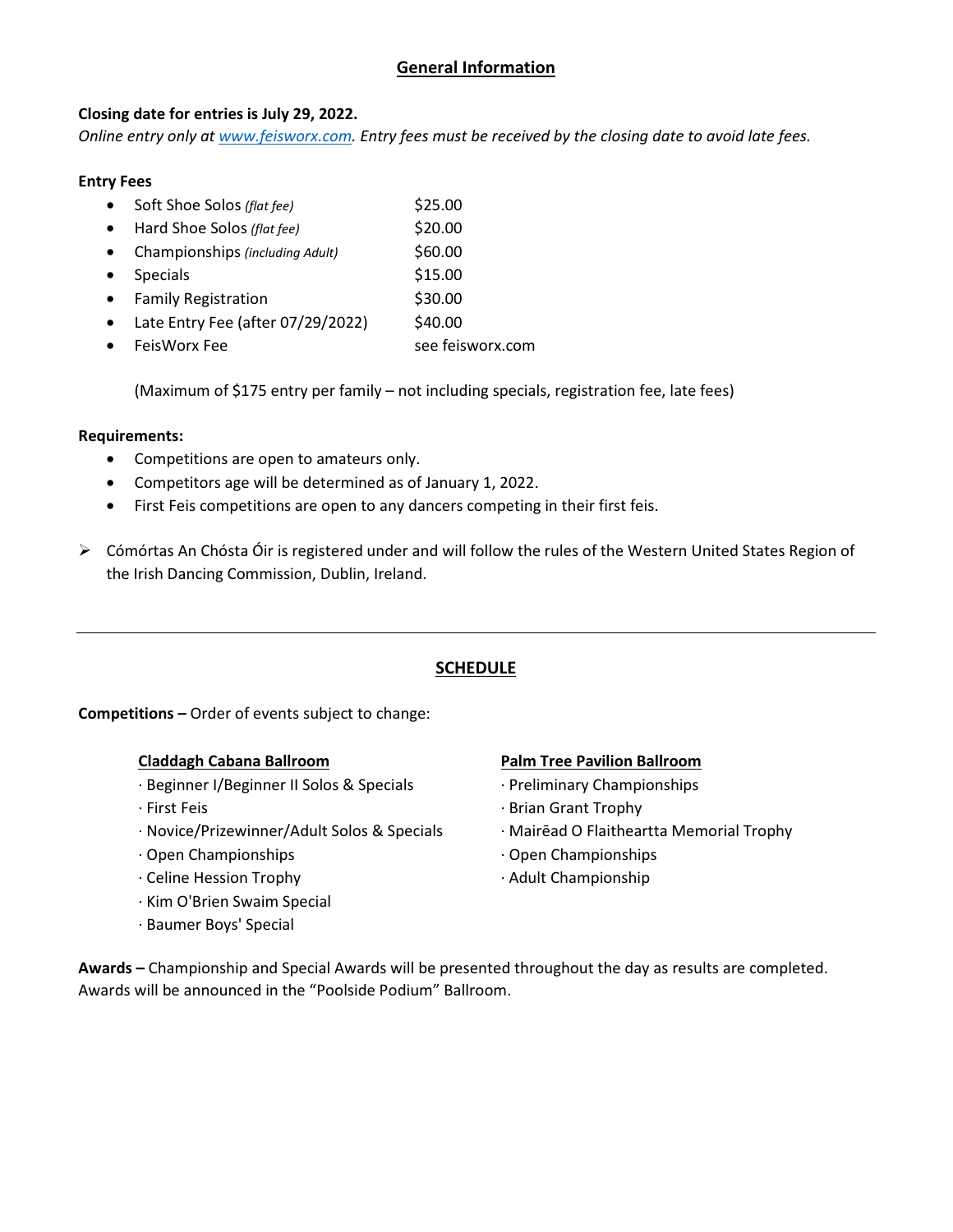## General Information

**Closing date for entries is July 29, 2022.**

*Online entry only at [www.feisworx.com](http://www.feisworx.com). Entry fees must be received by the closing date to avoid late fees.*

**Entry Fees**

| | |
|---|---|
| • Soft Shoe Solos *(flat fee)* | $25.00 |
| • Hard Shoe Solos *(flat fee)* | $20.00 |
| • Championships *(including Adult)* | $60.00 |
| • Specials | $15.00 |
| • Family Registration | $30.00 |
| • Late Entry Fee (after 07/29/2022) | $40.00 |
| • FeisWorx Fee | see feisworx.com |

(Maximum of $175 entry per family – not including specials, registration fee, late fees)

**Requirements:**

- Competitions are open to amateurs only.
- Competitors age will be determined as of January 1, 2022.
- First Feis competitions are open to any dancers competing in their first feis.

➢ Cómórtas An Chósta Óir is registered under and will follow the rules of the Western United States Region of the Irish Dancing Commission, Dublin, Ireland.

---

## SCHEDULE

**Competitions –** Order of events subject to change:

**Claddagh Cabana Ballroom**

- Beginner I/Beginner II Solos & Specials
- First Feis
- Novice/Prizewinner/Adult Solos & Specials
- Open Championships
- Celine Hession Trophy
- Kim O'Brien Swaim Special
- Baumer Boys' Special

**Palm Tree Pavilion Ballroom**

- Preliminary Championships
- Brian Grant Trophy
- Mairēad O Flaitheartta Memorial Trophy
- Open Championships
- Adult Championship

**Awards –** Championship and Special Awards will be presented throughout the day as results are completed. Awards will be announced in the "Poolside Podium" Ballroom.